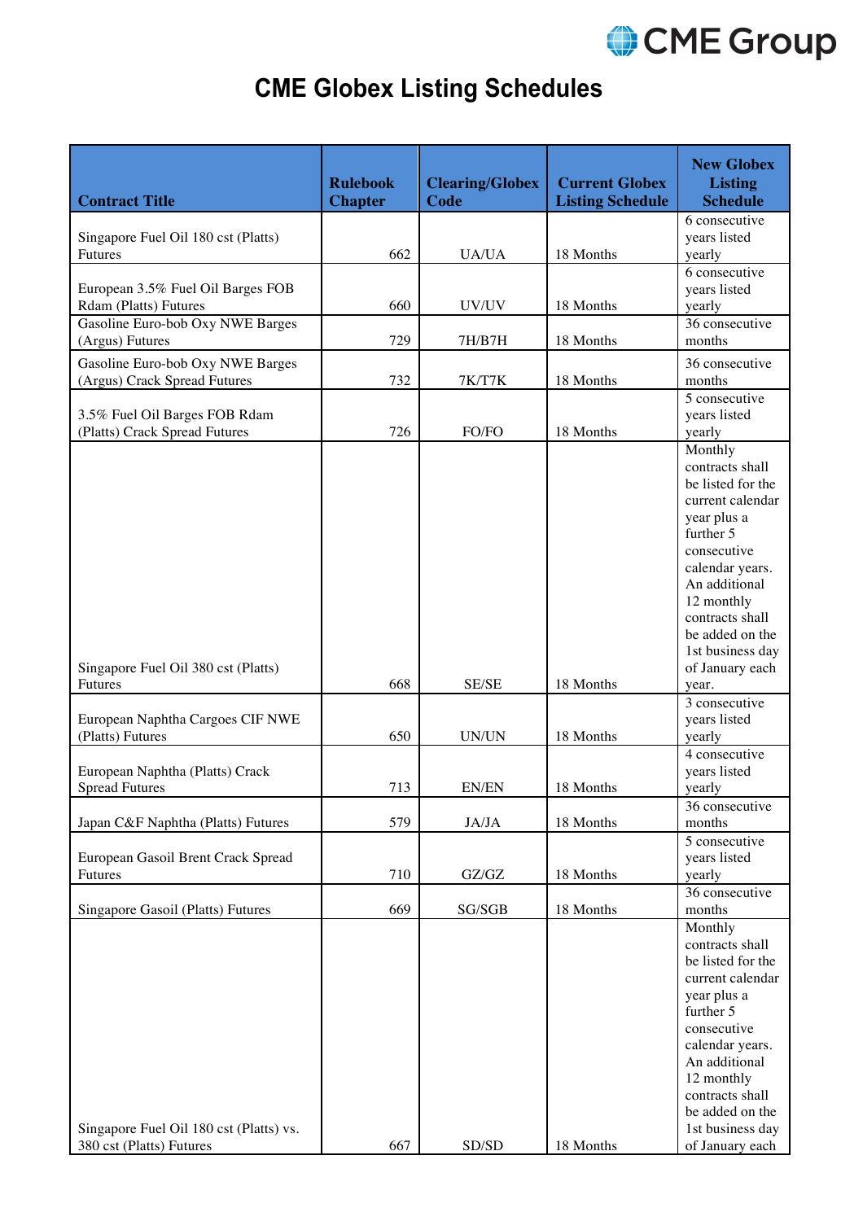# CME Globex Listing Schedules

| Contract Title | Rulebook Chapter | Clearing/Globex Code | Current Globex Listing Schedule | New Globex Listing Schedule |
|---|---|---|---|---|
| Singapore Fuel Oil 180 cst (Platts) Futures | 662 | UA/UA | 18 Months | 6 consecutive years listed yearly |
| European 3.5% Fuel Oil Barges FOB Rdam (Platts) Futures | 660 | UV/UV | 18 Months | 6 consecutive years listed yearly |
| Gasoline Euro-bob Oxy NWE Barges (Argus) Futures | 729 | 7H/B7H | 18 Months | 36 consecutive months |
| Gasoline Euro-bob Oxy NWE Barges (Argus) Crack Spread Futures | 732 | 7K/T7K | 18 Months | 36 consecutive months |
| 3.5% Fuel Oil Barges FOB Rdam (Platts) Crack Spread Futures | 726 | FO/FO | 18 Months | 5 consecutive years listed yearly |
| Singapore Fuel Oil 380 cst (Platts) Futures | 668 | SE/SE | 18 Months | Monthly contracts shall be listed for the current calendar year plus a further 5 consecutive calendar years. An additional 12 monthly contracts shall be added on the 1st business day of January each year. |
| European Naphtha Cargoes CIF NWE (Platts) Futures | 650 | UN/UN | 18 Months | 3 consecutive years listed yearly |
| European Naphtha (Platts) Crack Spread Futures | 713 | EN/EN | 18 Months | 4 consecutive years listed yearly |
| Japan C&F Naphtha (Platts) Futures | 579 | JA/JA | 18 Months | 36 consecutive months |
| European Gasoil Brent Crack Spread Futures | 710 | GZ/GZ | 18 Months | 5 consecutive years listed yearly |
| Singapore Gasoil (Platts) Futures | 669 | SG/SGB | 18 Months | 36 consecutive months |
| Singapore Fuel Oil 180 cst (Platts) vs. 380 cst (Platts) Futures | 667 | SD/SD | 18 Months | Monthly contracts shall be listed for the current calendar year plus a further 5 consecutive calendar years. An additional 12 monthly contracts shall be added on the 1st business day of January each |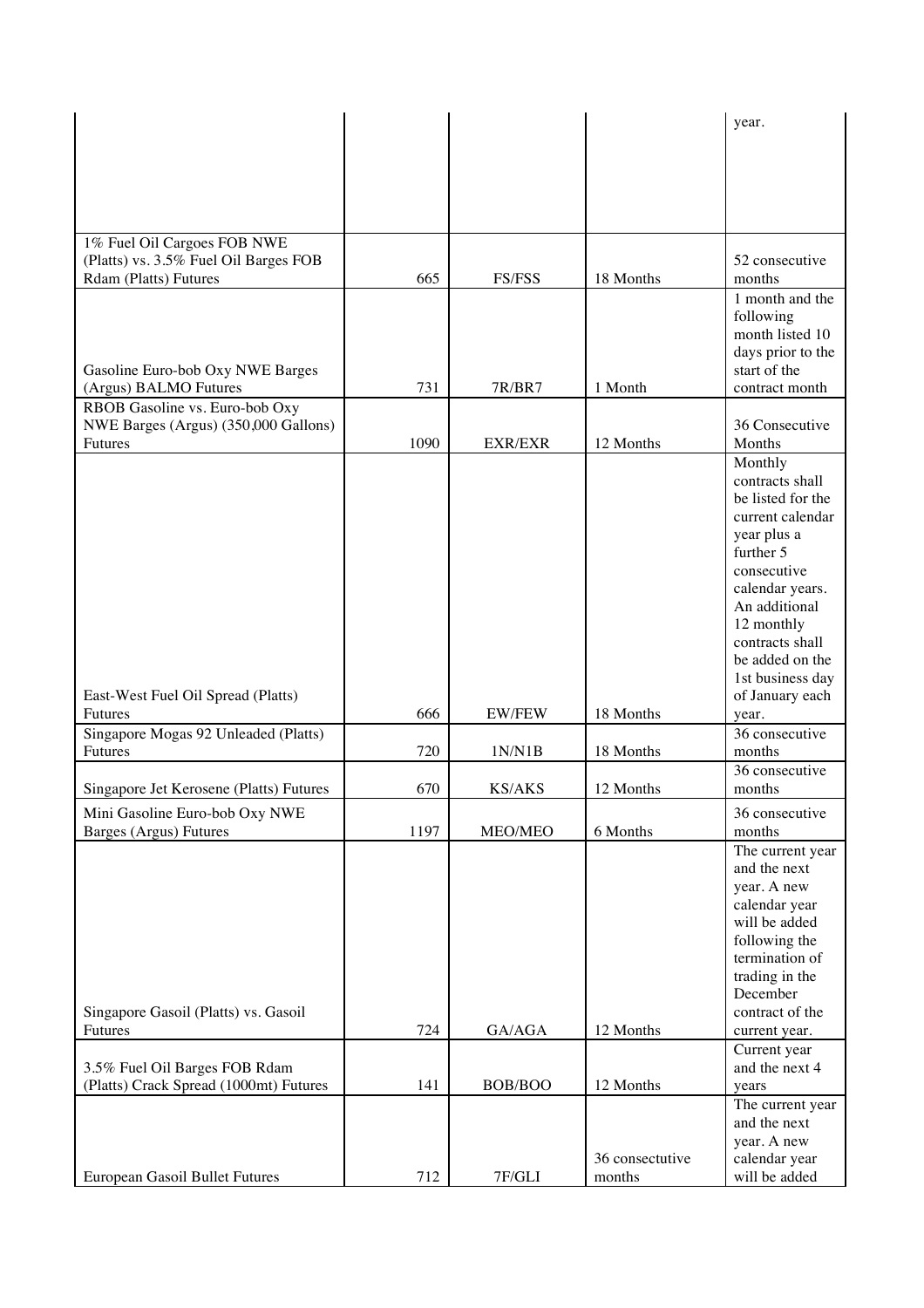| | | | | year. |
|---|---|---|---|---|
| 1% Fuel Oil Cargoes FOB NWE (Platts) vs. 3.5% Fuel Oil Barges FOB Rdam (Platts) Futures | 665 | FS/FSS | 18 Months | 52 consecutive months |
| Gasoline Euro-bob Oxy NWE Barges (Argus) BALMO Futures | 731 | 7R/BR7 | 1 Month | 1 month and the following month listed 10 days prior to the start of the contract month |
| RBOB Gasoline vs. Euro-bob Oxy NWE Barges (Argus) (350,000 Gallons) Futures | 1090 | EXR/EXR | 12 Months | 36 Consecutive Months |
| East-West Fuel Oil Spread (Platts) Futures | 666 | EW/FEW | 18 Months | Monthly contracts shall be listed for the current calendar year plus a further 5 consecutive calendar years. An additional 12 monthly contracts shall be added on the 1st business day of January each year. |
| Singapore Mogas 92 Unleaded (Platts) Futures | 720 | 1N/N1B | 18 Months | 36 consecutive months |
| Singapore Jet Kerosene (Platts) Futures | 670 | KS/AKS | 12 Months | 36 consecutive months |
| Mini Gasoline Euro-bob Oxy NWE Barges (Argus) Futures | 1197 | MEO/MEO | 6 Months | 36 consecutive months |
| Singapore Gasoil (Platts) vs. Gasoil Futures | 724 | GA/AGA | 12 Months | The current year and the next year. A new calendar year will be added following the termination of trading in the December contract of the current year. |
| 3.5% Fuel Oil Barges FOB Rdam (Platts) Crack Spread (1000mt) Futures | 141 | BOB/BOO | 12 Months | Current year and the next 4 years |
| European Gasoil Bullet Futures | 712 | 7F/GLI | 36 consectutive months | The current year and the next year. A new calendar year will be added |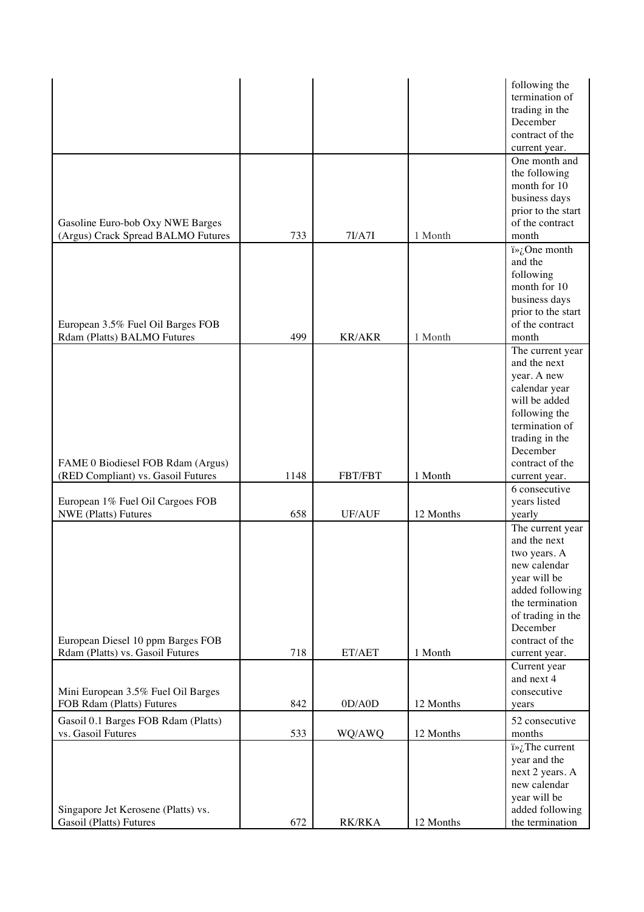| | | | | following the termination of trading in the December contract of the current year. |
|---|---|---|---|---|
| Gasoline Euro-bob Oxy NWE Barges (Argus) Crack Spread BALMO Futures | 733 | 7I/A7I | 1 Month | One month and the following month for 10 business days prior to the start of the contract month |
| European 3.5% Fuel Oil Barges FOB Rdam (Platts) BALMO Futures | 499 | KR/AKR | 1 Month | ï»¿One month and the following month for 10 business days prior to the start of the contract month |
| FAME 0 Biodiesel FOB Rdam (Argus) (RED Compliant) vs. Gasoil Futures | 1148 | FBT/FBT | 1 Month | The current year and the next year. A new calendar year will be added following the termination of trading in the December contract of the current year. |
| European 1% Fuel Oil Cargoes FOB NWE (Platts) Futures | 658 | UF/AUF | 12 Months | 6 consecutive years listed yearly |
| European Diesel 10 ppm Barges FOB Rdam (Platts) vs. Gasoil Futures | 718 | ET/AET | 1 Month | The current year and the next two years. A new calendar year will be added following the termination of trading in the December contract of the current year. |
| Mini European 3.5% Fuel Oil Barges FOB Rdam (Platts) Futures | 842 | 0D/A0D | 12 Months | Current year and next 4 consecutive years |
| Gasoil 0.1 Barges FOB Rdam (Platts) vs. Gasoil Futures | 533 | WQ/AWQ | 12 Months | 52 consecutive months |
| Singapore Jet Kerosene (Platts) vs. Gasoil (Platts) Futures | 672 | RK/RKA | 12 Months | ï»¿The current year and the next 2 years. A new calendar year will be added following the termination |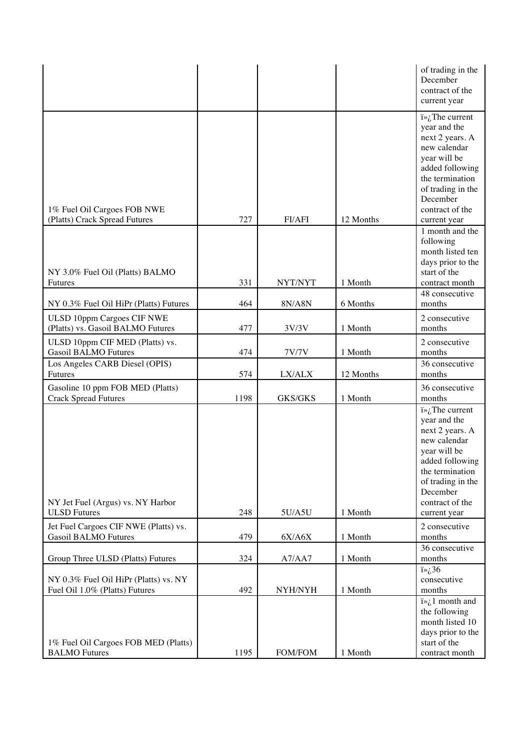| | | | | of trading in the December contract of the current year |
|---|---|---|---|---|
| 1% Fuel Oil Cargoes FOB NWE (Platts) Crack Spread Futures | 727 | FI/AFI | 12 Months | ï»¿The current year and the next 2 years. A new calendar year will be added following the termination of trading in the December contract of the current year |
| NY 3.0% Fuel Oil (Platts) BALMO Futures | 331 | NYT/NYT | 1 Month | 1 month and the following month listed ten days prior to the start of the contract month |
| NY 0.3% Fuel Oil HiPr (Platts) Futures | 464 | 8N/A8N | 6 Months | 48 consecutive months |
| ULSD 10ppm Cargoes CIF NWE (Platts) vs. Gasoil BALMO Futures | 477 | 3V/3V | 1 Month | 2 consecutive months |
| ULSD 10ppm CIF MED (Platts) vs. Gasoil BALMO Futures | 474 | 7V/7V | 1 Month | 2 consecutive months |
| Los Angeles CARB Diesel (OPIS) Futures | 574 | LX/ALX | 12 Months | 36 consecutive months |
| Gasoline 10 ppm FOB MED (Platts) Crack Spread Futures | 1198 | GKS/GKS | 1 Month | 36 consecutive months |
| NY Jet Fuel (Argus) vs. NY Harbor ULSD Futures | 248 | 5U/A5U | 1 Month | ï»¿The current year and the next 2 years. A new calendar year will be added following the termination of trading in the December contract of the current year |
| Jet Fuel Cargoes CIF NWE (Platts) vs. Gasoil BALMO Futures | 479 | 6X/A6X | 1 Month | 2 consecutive months |
| Group Three ULSD (Platts) Futures | 324 | A7/AA7 | 1 Month | 36 consecutive months |
| NY 0.3% Fuel Oil HiPr (Platts) vs. NY Fuel Oil 1.0% (Platts) Futures | 492 | NYH/NYH | 1 Month | ï»¿36 consecutive months |
| 1% Fuel Oil Cargoes FOB MED (Platts) BALMO Futures | 1195 | FOM/FOM | 1 Month | ï»¿1 month and the following month listed 10 days prior to the start of the contract month |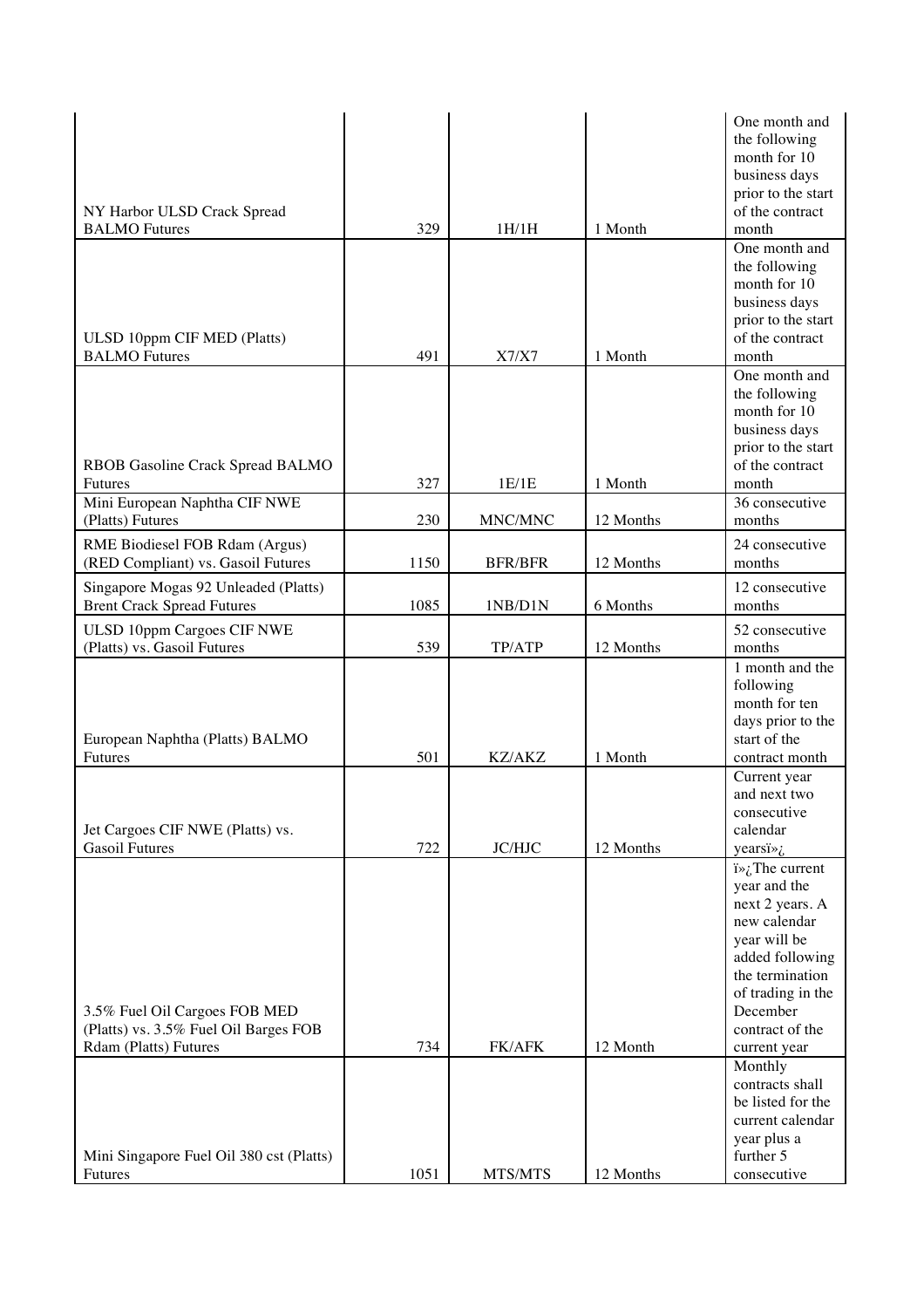| | | | | |
|---|---|---|---|---|
| NY Harbor ULSD Crack Spread BALMO Futures | 329 | 1H/1H | 1 Month | One month and the following month for 10 business days prior to the start of the contract month |
| ULSD 10ppm CIF MED (Platts) BALMO Futures | 491 | X7/X7 | 1 Month | One month and the following month for 10 business days prior to the start of the contract month |
| RBOB Gasoline Crack Spread BALMO Futures | 327 | 1E/1E | 1 Month | One month and the following month for 10 business days prior to the start of the contract month |
| Mini European Naphtha CIF NWE (Platts) Futures | 230 | MNC/MNC | 12 Months | 36 consecutive months |
| RME Biodiesel FOB Rdam (Argus) (RED Compliant) vs. Gasoil Futures | 1150 | BFR/BFR | 12 Months | 24 consecutive months |
| Singapore Mogas 92 Unleaded (Platts) Brent Crack Spread Futures | 1085 | 1NB/D1N | 6 Months | 12 consecutive months |
| ULSD 10ppm Cargoes CIF NWE (Platts) vs. Gasoil Futures | 539 | TP/ATP | 12 Months | 52 consecutive months |
| European Naphtha (Platts) BALMO Futures | 501 | KZ/AKZ | 1 Month | 1 month and the following month for ten days prior to the start of the contract month |
| Jet Cargoes CIF NWE (Platts) vs. Gasoil Futures | 722 | JC/HJC | 12 Months | Current year and next two consecutive calendar yearsï»¿ |
| 3.5% Fuel Oil Cargoes FOB MED (Platts) vs. 3.5% Fuel Oil Barges FOB Rdam (Platts) Futures | 734 | FK/AFK | 12 Month | ï»¿The current year and the next 2 years. A new calendar year will be added following the termination of trading in the December contract of the current year |
| Mini Singapore Fuel Oil 380 cst (Platts) Futures | 1051 | MTS/MTS | 12 Months | Monthly contracts shall be listed for the current calendar year plus a further 5 consecutive |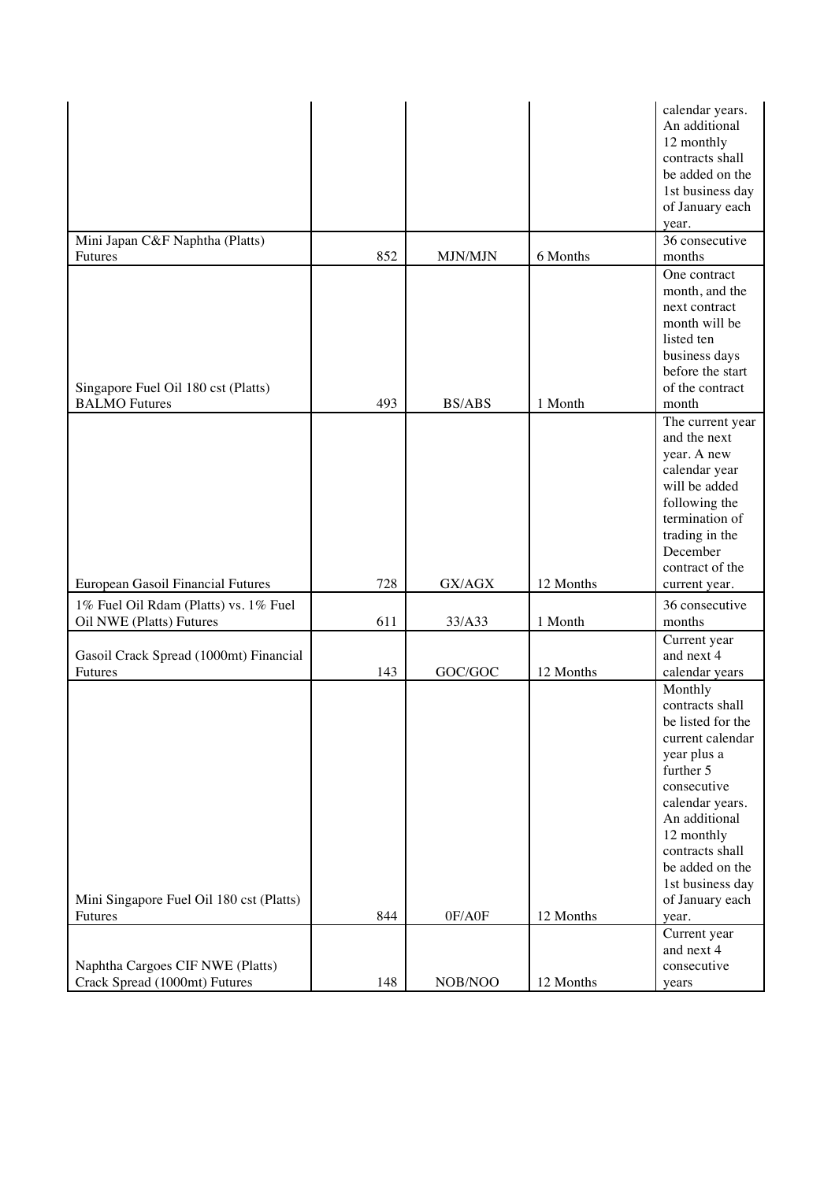| | | | | |
|---|---|---|---|---|
| | | | | calendar years. An additional 12 monthly contracts shall be added on the 1st business day of January each year. |
| Mini Japan C&F Naphtha (Platts) Futures | 852 | MJN/MJN | 6 Months | 36 consecutive months |
| Singapore Fuel Oil 180 cst (Platts) BALMO Futures | 493 | BS/ABS | 1 Month | One contract month, and the next contract month will be listed ten business days before the start of the contract month |
| European Gasoil Financial Futures | 728 | GX/AGX | 12 Months | The current year and the next year. A new calendar year will be added following the termination of trading in the December contract of the current year. |
| 1% Fuel Oil Rdam (Platts) vs. 1% Fuel Oil NWE (Platts) Futures | 611 | 33/A33 | 1 Month | 36 consecutive months |
| Gasoil Crack Spread (1000mt) Financial Futures | 143 | GOC/GOC | 12 Months | Current year and next 4 calendar years |
| Mini Singapore Fuel Oil 180 cst (Platts) Futures | 844 | 0F/A0F | 12 Months | Monthly contracts shall be listed for the current calendar year plus a further 5 consecutive calendar years. An additional 12 monthly contracts shall be added on the 1st business day of January each year. |
| Naphtha Cargoes CIF NWE (Platts) Crack Spread (1000mt) Futures | 148 | NOB/NOO | 12 Months | Current year and next 4 consecutive years |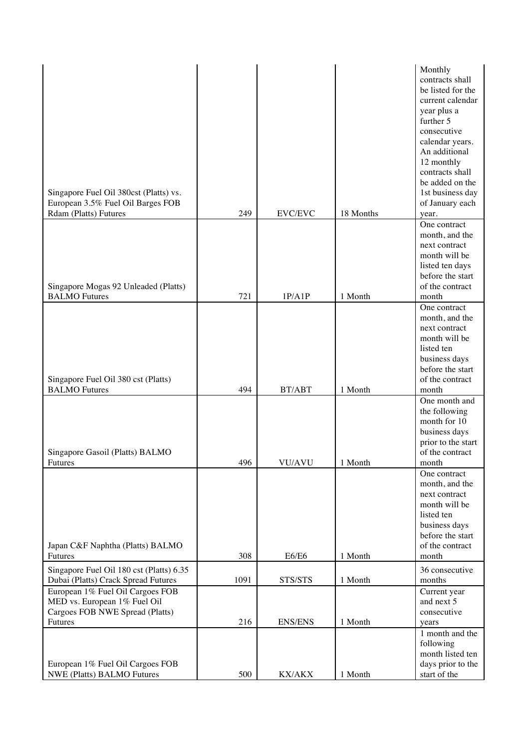| | | | | |
|---|---|---|---|---|
| Singapore Fuel Oil 380cst (Platts) vs. European 3.5% Fuel Oil Barges FOB Rdam (Platts) Futures | 249 | EVC/EVC | 18 Months | Monthly contracts shall be listed for the current calendar year plus a further 5 consecutive calendar years. An additional 12 monthly contracts shall be added on the 1st business day of January each year. |
| Singapore Mogas 92 Unleaded (Platts) BALMO Futures | 721 | 1P/A1P | 1 Month | One contract month, and the next contract month will be listed ten days before the start of the contract month |
| Singapore Fuel Oil 380 cst (Platts) BALMO Futures | 494 | BT/ABT | 1 Month | One contract month, and the next contract month will be listed ten business days before the start of the contract month |
| Singapore Gasoil (Platts) BALMO Futures | 496 | VU/AVU | 1 Month | One month and the following month for 10 business days prior to the start of the contract month |
| Japan C&F Naphtha (Platts) BALMO Futures | 308 | E6/E6 | 1 Month | One contract month, and the next contract month will be listed ten business days before the start of the contract month |
| Singapore Fuel Oil 180 cst (Platts) 6.35 Dubai (Platts) Crack Spread Futures | 1091 | STS/STS | 1 Month | 36 consecutive months |
| European 1% Fuel Oil Cargoes FOB MED vs. European 1% Fuel Oil Cargoes FOB NWE Spread (Platts) Futures | 216 | ENS/ENS | 1 Month | Current year and next 5 consecutive years |
| European 1% Fuel Oil Cargoes FOB NWE (Platts) BALMO Futures | 500 | KX/AKX | 1 Month | 1 month and the following month listed ten days prior to the start of the |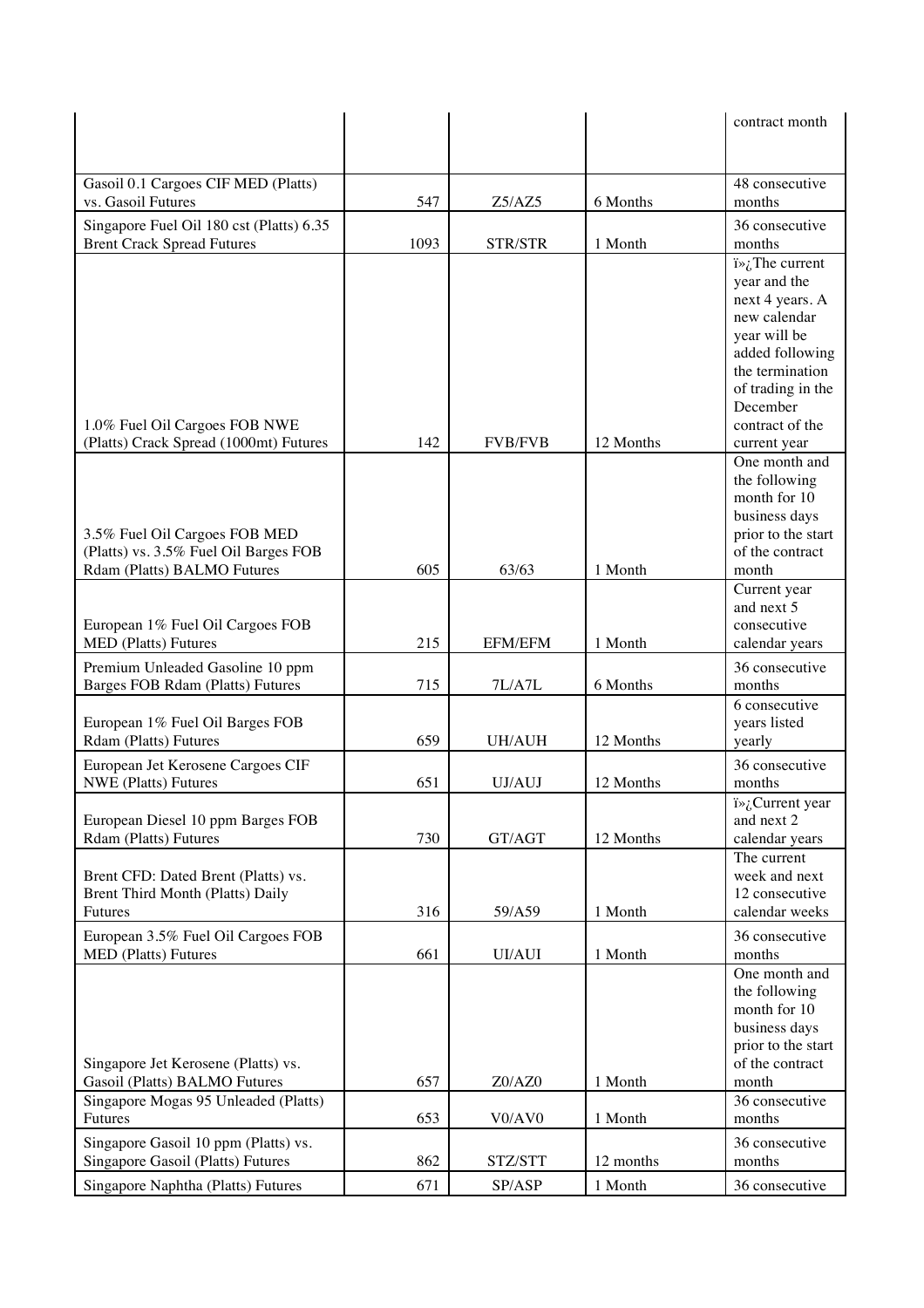| | | | | contract month |
|---|---|---|---|---|
| Gasoil 0.1 Cargoes CIF MED (Platts) vs. Gasoil Futures | 547 | Z5/AZ5 | 6 Months | 48 consecutive months |
| Singapore Fuel Oil 180 cst (Platts) 6.35 Brent Crack Spread Futures | 1093 | STR/STR | 1 Month | 36 consecutive months |
| 1.0% Fuel Oil Cargoes FOB NWE (Platts) Crack Spread (1000mt) Futures | 142 | FVB/FVB | 12 Months | ï»¿The current year and the next 4 years. A new calendar year will be added following the termination of trading in the December contract of the current year |
| 3.5% Fuel Oil Cargoes FOB MED (Platts) vs. 3.5% Fuel Oil Barges FOB Rdam (Platts) BALMO Futures | 605 | 63/63 | 1 Month | One month and the following month for 10 business days prior to the start of the contract month |
| European 1% Fuel Oil Cargoes FOB MED (Platts) Futures | 215 | EFM/EFM | 1 Month | Current year and next 5 consecutive calendar years |
| Premium Unleaded Gasoline 10 ppm Barges FOB Rdam (Platts) Futures | 715 | 7L/A7L | 6 Months | 36 consecutive months |
| European 1% Fuel Oil Barges FOB Rdam (Platts) Futures | 659 | UH/AUH | 12 Months | 6 consecutive years listed yearly |
| European Jet Kerosene Cargoes CIF NWE (Platts) Futures | 651 | UJ/AUJ | 12 Months | 36 consecutive months |
| European Diesel 10 ppm Barges FOB Rdam (Platts) Futures | 730 | GT/AGT | 12 Months | ï»¿Current year and next 2 calendar years |
| Brent CFD: Dated Brent (Platts) vs. Brent Third Month (Platts) Daily Futures | 316 | 59/A59 | 1 Month | The current week and next 12 consecutive calendar weeks |
| European 3.5% Fuel Oil Cargoes FOB MED (Platts) Futures | 661 | UI/AUI | 1 Month | 36 consecutive months |
| Singapore Jet Kerosene (Platts) vs. Gasoil (Platts) BALMO Futures | 657 | Z0/AZ0 | 1 Month | One month and the following month for 10 business days prior to the start of the contract month |
| Singapore Mogas 95 Unleaded (Platts) Futures | 653 | V0/AV0 | 1 Month | 36 consecutive months |
| Singapore Gasoil 10 ppm (Platts) vs. Singapore Gasoil (Platts) Futures | 862 | STZ/STT | 12 months | 36 consecutive months |
| Singapore Naphtha (Platts) Futures | 671 | SP/ASP | 1 Month | 36 consecutive |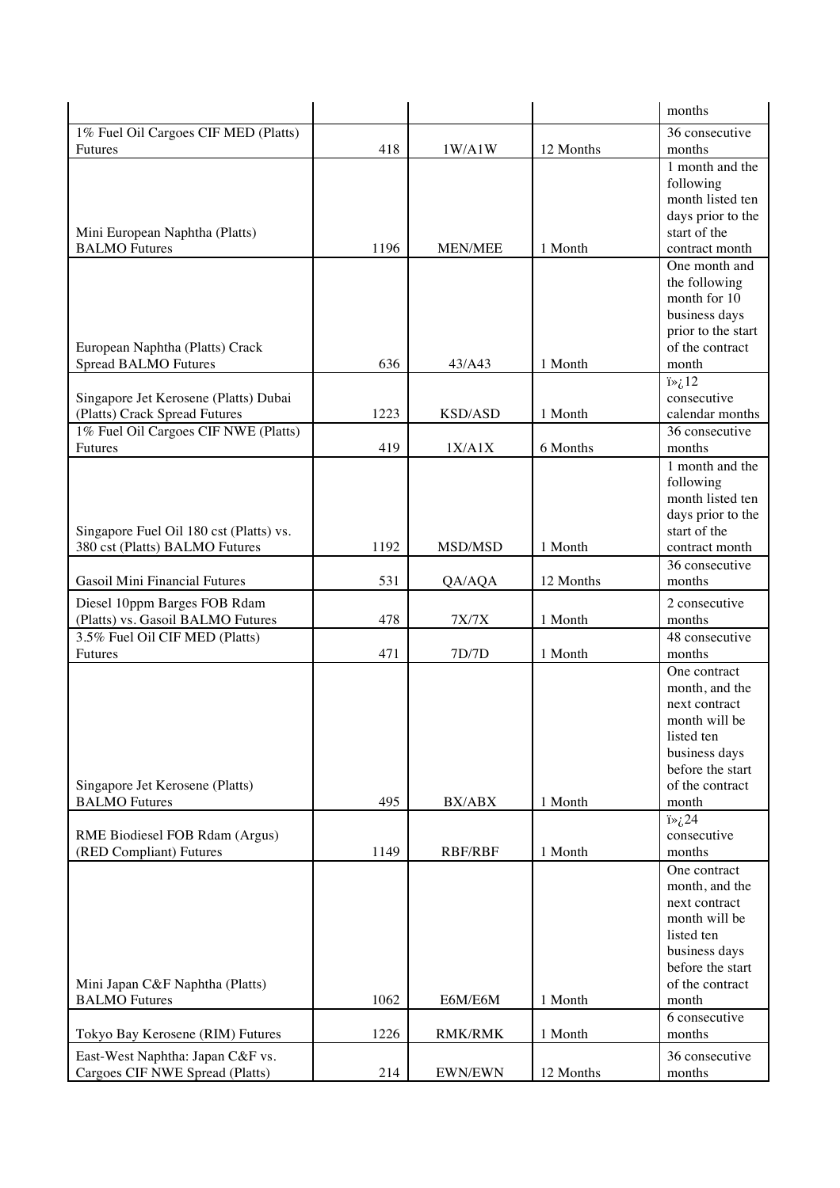| | | | | months |
|---|---|---|---|---|
| 1% Fuel Oil Cargoes CIF MED (Platts) Futures | 418 | 1W/A1W | 12 Months | 36 consecutive months |
| Mini European Naphtha (Platts) BALMO Futures | 1196 | MEN/MEE | 1 Month | 1 month and the following month listed ten days prior to the start of the contract month |
| European Naphtha (Platts) Crack Spread BALMO Futures | 636 | 43/A43 | 1 Month | One month and the following month for 10 business days prior to the start of the contract month |
| Singapore Jet Kerosene (Platts) Dubai (Platts) Crack Spread Futures | 1223 | KSD/ASD | 1 Month | ï»¿12 consecutive calendar months |
| 1% Fuel Oil Cargoes CIF NWE (Platts) Futures | 419 | 1X/A1X | 6 Months | 36 consecutive months |
| Singapore Fuel Oil 180 cst (Platts) vs. 380 cst (Platts) BALMO Futures | 1192 | MSD/MSD | 1 Month | 1 month and the following month listed ten days prior to the start of the contract month |
| Gasoil Mini Financial Futures | 531 | QA/AQA | 12 Months | 36 consecutive months |
| Diesel 10ppm Barges FOB Rdam (Platts) vs. Gasoil BALMO Futures | 478 | 7X/7X | 1 Month | 2 consecutive months |
| 3.5% Fuel Oil CIF MED (Platts) Futures | 471 | 7D/7D | 1 Month | 48 consecutive months |
| Singapore Jet Kerosene (Platts) BALMO Futures | 495 | BX/ABX | 1 Month | One contract month, and the next contract month will be listed ten business days before the start of the contract month |
| RME Biodiesel FOB Rdam (Argus) (RED Compliant) Futures | 1149 | RBF/RBF | 1 Month | ï»¿24 consecutive months |
| Mini Japan C&F Naphtha (Platts) BALMO Futures | 1062 | E6M/E6M | 1 Month | One contract month, and the next contract month will be listed ten business days before the start of the contract month |
| Tokyo Bay Kerosene (RIM) Futures | 1226 | RMK/RMK | 1 Month | 6 consecutive months |
| East-West Naphtha: Japan C&F vs. Cargoes CIF NWE Spread (Platts) | 214 | EWN/EWN | 12 Months | 36 consecutive months |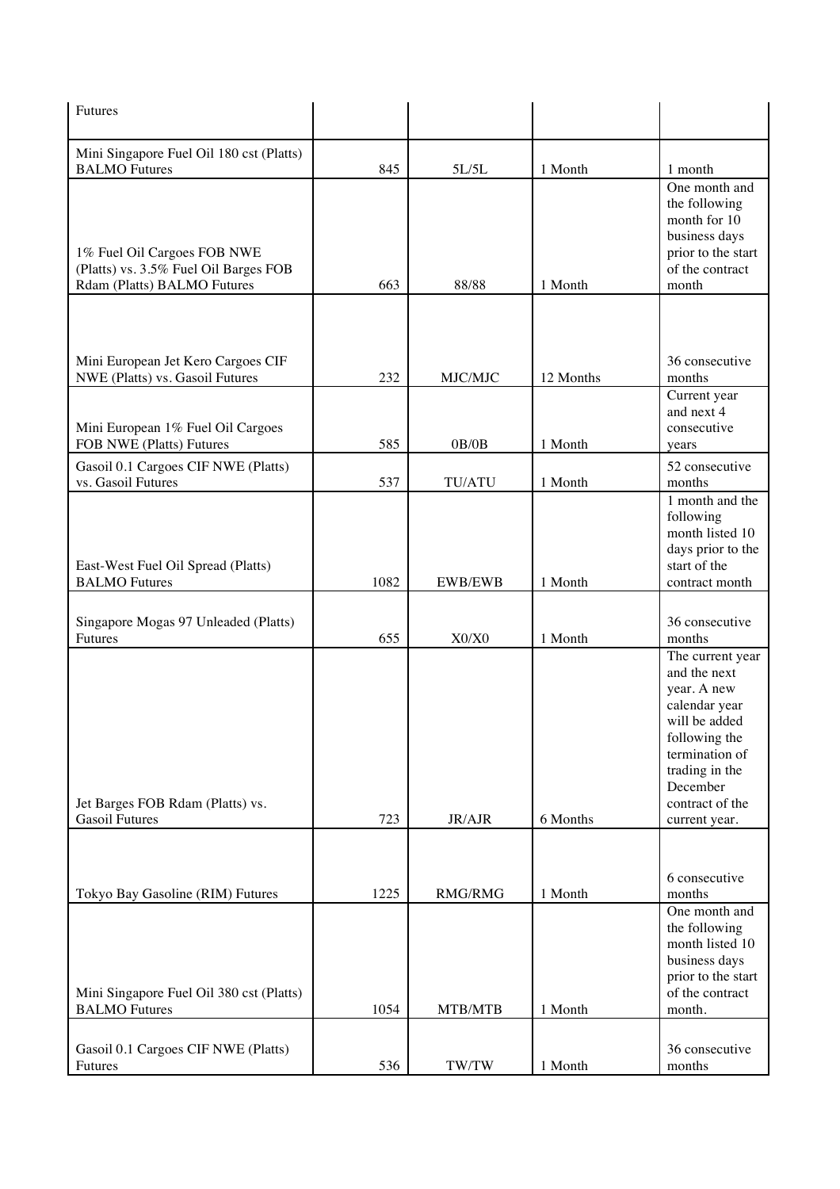| | | | | |
|---|---|---|---|---|
| Futures | | | | |
| Mini Singapore Fuel Oil 180 cst (Platts) BALMO Futures | 845 | 5L/5L | 1 Month | 1 month |
| 1% Fuel Oil Cargoes FOB NWE (Platts) vs. 3.5% Fuel Oil Barges FOB Rdam (Platts) BALMO Futures | 663 | 88/88 | 1 Month | One month and the following month for 10 business days prior to the start of the contract month |
| Mini European Jet Kero Cargoes CIF NWE (Platts) vs. Gasoil Futures | 232 | MJC/MJC | 12 Months | 36 consecutive months |
| Mini European 1% Fuel Oil Cargoes FOB NWE (Platts) Futures | 585 | 0B/0B | 1 Month | Current year and next 4 consecutive years |
| Gasoil 0.1 Cargoes CIF NWE (Platts) vs. Gasoil Futures | 537 | TU/ATU | 1 Month | 52 consecutive months |
| East-West Fuel Oil Spread (Platts) BALMO Futures | 1082 | EWB/EWB | 1 Month | 1 month and the following month listed 10 days prior to the start of the contract month |
| Singapore Mogas 97 Unleaded (Platts) Futures | 655 | X0/X0 | 1 Month | 36 consecutive months |
| Jet Barges FOB Rdam (Platts) vs. Gasoil Futures | 723 | JR/AJR | 6 Months | The current year and the next year. A new calendar year will be added following the termination of trading in the December contract of the current year. |
| Tokyo Bay Gasoline (RIM) Futures | 1225 | RMG/RMG | 1 Month | 6 consecutive months |
| Mini Singapore Fuel Oil 380 cst (Platts) BALMO Futures | 1054 | MTB/MTB | 1 Month | One month and the following month listed 10 business days prior to the start of the contract month. |
| Gasoil 0.1 Cargoes CIF NWE (Platts) Futures | 536 | TW/TW | 1 Month | 36 consecutive months |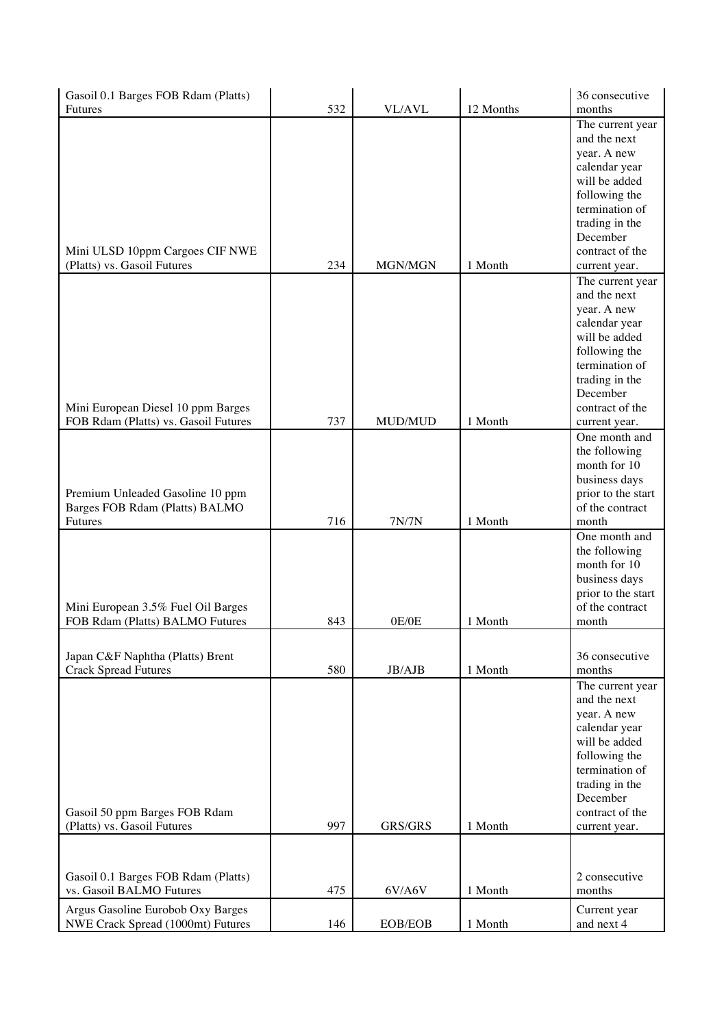| | | | | |
|---|---|---|---|---|
| Gasoil 0.1 Barges FOB Rdam (Platts) Futures | 532 | VL/AVL | 12 Months | 36 consecutive months |
| Mini ULSD 10ppm Cargoes CIF NWE (Platts) vs. Gasoil Futures | 234 | MGN/MGN | 1 Month | The current year and the next year. A new calendar year will be added following the termination of trading in the December contract of the current year. |
| Mini European Diesel 10 ppm Barges FOB Rdam (Platts) vs. Gasoil Futures | 737 | MUD/MUD | 1 Month | The current year and the next year. A new calendar year will be added following the termination of trading in the December contract of the current year. |
| Premium Unleaded Gasoline 10 ppm Barges FOB Rdam (Platts) BALMO Futures | 716 | 7N/7N | 1 Month | One month and the following month for 10 business days prior to the start of the contract month |
| Mini European 3.5% Fuel Oil Barges FOB Rdam (Platts) BALMO Futures | 843 | 0E/0E | 1 Month | One month and the following month for 10 business days prior to the start of the contract month |
| Japan C&F Naphtha (Platts) Brent Crack Spread Futures | 580 | JB/AJB | 1 Month | 36 consecutive months |
| Gasoil 50 ppm Barges FOB Rdam (Platts) vs. Gasoil Futures | 997 | GRS/GRS | 1 Month | The current year and the next year. A new calendar year will be added following the termination of trading in the December contract of the current year. |
| Gasoil 0.1 Barges FOB Rdam (Platts) vs. Gasoil BALMO Futures | 475 | 6V/A6V | 1 Month | 2 consecutive months |
| Argus Gasoline Eurobob Oxy Barges NWE Crack Spread (1000mt) Futures | 146 | EOB/EOB | 1 Month | Current year and next 4 |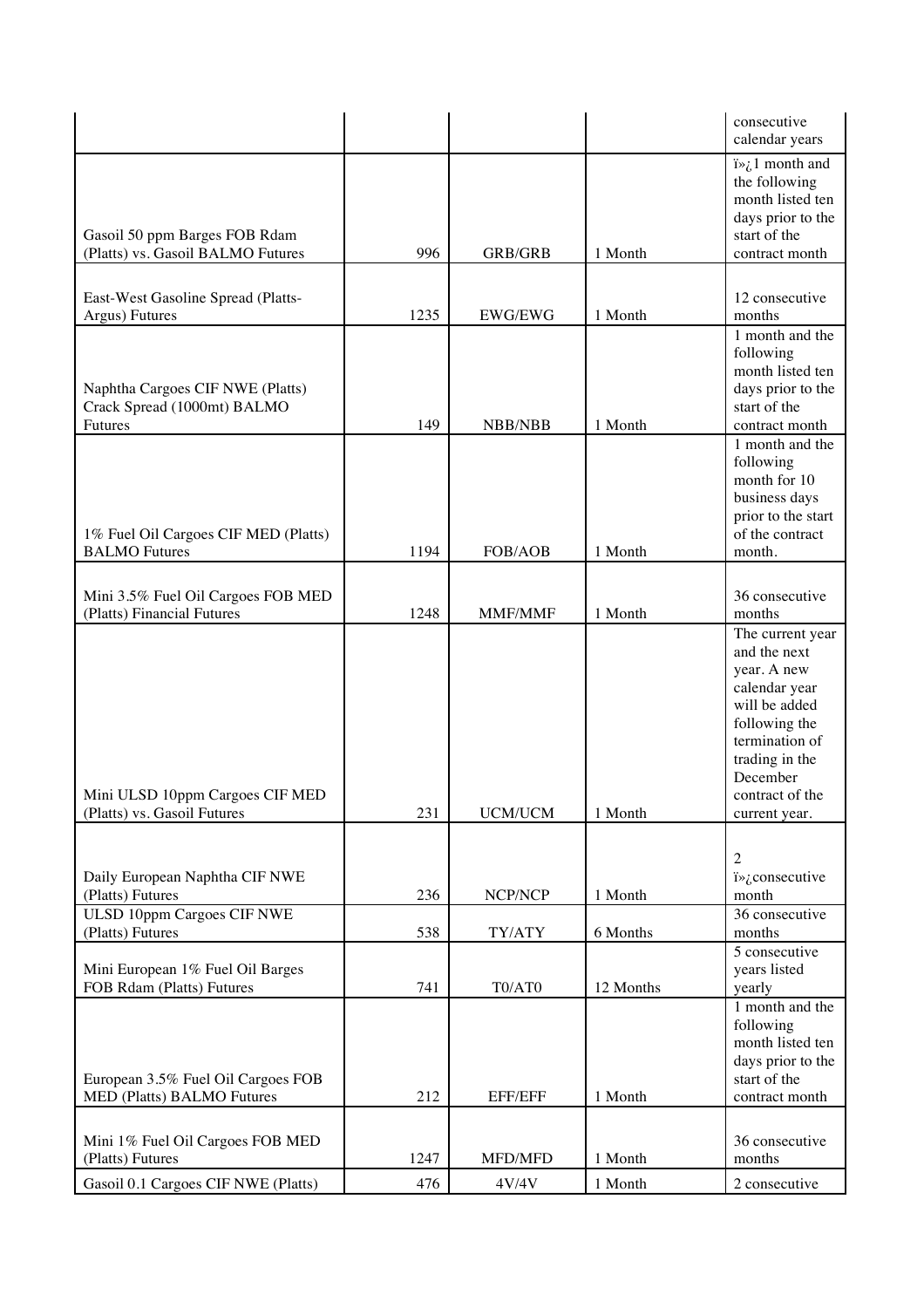| | | | | |
|---|---|---|---|---|
| | | | | consecutive calendar years |
| Gasoil 50 ppm Barges FOB Rdam (Platts) vs. Gasoil BALMO Futures | 996 | GRB/GRB | 1 Month | ï»¿1 month and the following month listed ten days prior to the start of the contract month |
| East-West Gasoline Spread (Platts-Argus) Futures | 1235 | EWG/EWG | 1 Month | 12 consecutive months |
| Naphtha Cargoes CIF NWE (Platts) Crack Spread (1000mt) BALMO Futures | 149 | NBB/NBB | 1 Month | 1 month and the following month listed ten days prior to the start of the contract month |
| 1% Fuel Oil Cargoes CIF MED (Platts) BALMO Futures | 1194 | FOB/AOB | 1 Month | 1 month and the following month for 10 business days prior to the start of the contract month. |
| Mini 3.5% Fuel Oil Cargoes FOB MED (Platts) Financial Futures | 1248 | MMF/MMF | 1 Month | 36 consecutive months |
| Mini ULSD 10ppm Cargoes CIF MED (Platts) vs. Gasoil Futures | 231 | UCM/UCM | 1 Month | The current year and the next year. A new calendar year will be added following the termination of trading in the December contract of the current year. |
| Daily European Naphtha CIF NWE (Platts) Futures | 236 | NCP/NCP | 1 Month | 2 ï»¿consecutive month |
| ULSD 10ppm Cargoes CIF NWE (Platts) Futures | 538 | TY/ATY | 6 Months | 36 consecutive months |
| Mini European 1% Fuel Oil Barges FOB Rdam (Platts) Futures | 741 | T0/AT0 | 12 Months | 5 consecutive years listed yearly |
| European 3.5% Fuel Oil Cargoes FOB MED (Platts) BALMO Futures | 212 | EFF/EFF | 1 Month | 1 month and the following month listed ten days prior to the start of the contract month |
| Mini 1% Fuel Oil Cargoes FOB MED (Platts) Futures | 1247 | MFD/MFD | 1 Month | 36 consecutive months |
| Gasoil 0.1 Cargoes CIF NWE (Platts) | 476 | 4V/4V | 1 Month | 2 consecutive |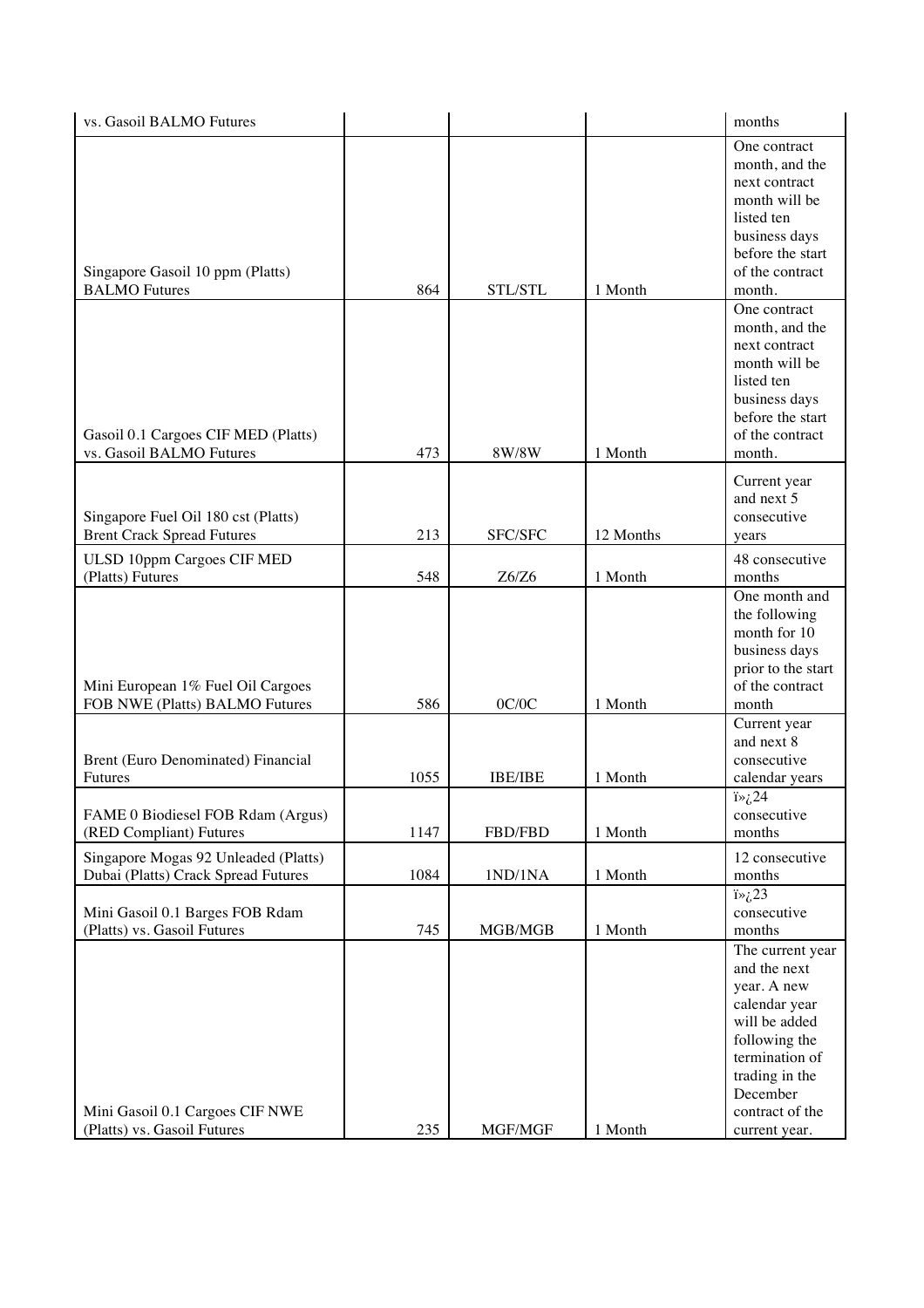| | | | | |
|---|---|---|---|---|
| vs. Gasoil BALMO Futures | | | | months |
| Singapore Gasoil 10 ppm (Platts) BALMO Futures | 864 | STL/STL | 1 Month | One contract month, and the next contract month will be listed ten business days before the start of the contract month. |
| Gasoil 0.1 Cargoes CIF MED (Platts) vs. Gasoil BALMO Futures | 473 | 8W/8W | 1 Month | One contract month, and the next contract month will be listed ten business days before the start of the contract month. |
| Singapore Fuel Oil 180 cst (Platts) Brent Crack Spread Futures | 213 | SFC/SFC | 12 Months | Current year and next 5 consecutive years |
| ULSD 10ppm Cargoes CIF MED (Platts) Futures | 548 | Z6/Z6 | 1 Month | 48 consecutive months |
| Mini European 1% Fuel Oil Cargoes FOB NWE (Platts) BALMO Futures | 586 | 0C/0C | 1 Month | One month and the following month for 10 business days prior to the start of the contract month |
| Brent (Euro Denominated) Financial Futures | 1055 | IBE/IBE | 1 Month | Current year and next 8 consecutive calendar years |
| FAME 0 Biodiesel FOB Rdam (Argus) (RED Compliant) Futures | 1147 | FBD/FBD | 1 Month | ï»¿24 consecutive months |
| Singapore Mogas 92 Unleaded (Platts) Dubai (Platts) Crack Spread Futures | 1084 | 1ND/1NA | 1 Month | 12 consecutive months |
| Mini Gasoil 0.1 Barges FOB Rdam (Platts) vs. Gasoil Futures | 745 | MGB/MGB | 1 Month | ï»¿23 consecutive months |
| Mini Gasoil 0.1 Cargoes CIF NWE (Platts) vs. Gasoil Futures | 235 | MGF/MGF | 1 Month | The current year and the next year. A new calendar year will be added following the termination of trading in the December contract of the current year. |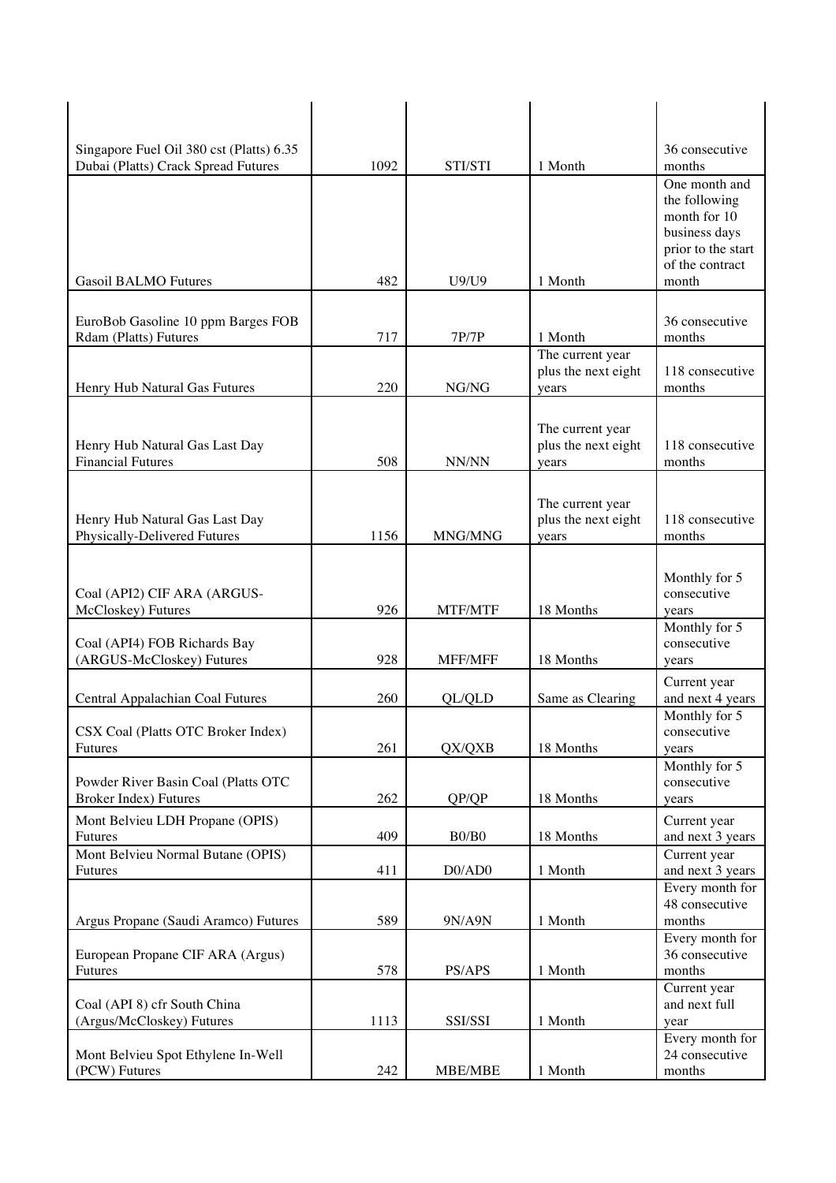| | | | | |
|---|---|---|---|---|
| Singapore Fuel Oil 380 cst (Platts) 6.35 Dubai (Platts) Crack Spread Futures | 1092 | STI/STI | 1 Month | 36 consecutive months |
| Gasoil BALMO Futures | 482 | U9/U9 | 1 Month | One month and the following month for 10 business days prior to the start of the contract month |
| EuroBob Gasoline 10 ppm Barges FOB Rdam (Platts) Futures | 717 | 7P/7P | 1 Month | 36 consecutive months |
| Henry Hub Natural Gas Futures | 220 | NG/NG | The current year plus the next eight years | 118 consecutive months |
| Henry Hub Natural Gas Last Day Financial Futures | 508 | NN/NN | The current year plus the next eight years | 118 consecutive months |
| Henry Hub Natural Gas Last Day Physically-Delivered Futures | 1156 | MNG/MNG | The current year plus the next eight years | 118 consecutive months |
| Coal (API2) CIF ARA (ARGUS-McCloskey) Futures | 926 | MTF/MTF | 18 Months | Monthly for 5 consecutive years |
| Coal (API4) FOB Richards Bay (ARGUS-McCloskey) Futures | 928 | MFF/MFF | 18 Months | Monthly for 5 consecutive years |
| Central Appalachian Coal Futures | 260 | QL/QLD | Same as Clearing | Current year and next 4 years |
| CSX Coal (Platts OTC Broker Index) Futures | 261 | QX/QXB | 18 Months | Monthly for 5 consecutive years |
| Powder River Basin Coal (Platts OTC Broker Index) Futures | 262 | QP/QP | 18 Months | Monthly for 5 consecutive years |
| Mont Belvieu LDH Propane (OPIS) Futures | 409 | B0/B0 | 18 Months | Current year and next 3 years |
| Mont Belvieu Normal Butane (OPIS) Futures | 411 | D0/AD0 | 1 Month | Current year and next 3 years |
| Argus Propane (Saudi Aramco) Futures | 589 | 9N/A9N | 1 Month | Every month for 48 consecutive months |
| European Propane CIF ARA (Argus) Futures | 578 | PS/APS | 1 Month | Every month for 36 consecutive months |
| Coal (API 8) cfr South China (Argus/McCloskey) Futures | 1113 | SSI/SSI | 1 Month | Current year and next full year |
| Mont Belvieu Spot Ethylene In-Well (PCW) Futures | 242 | MBE/MBE | 1 Month | Every month for 24 consecutive months |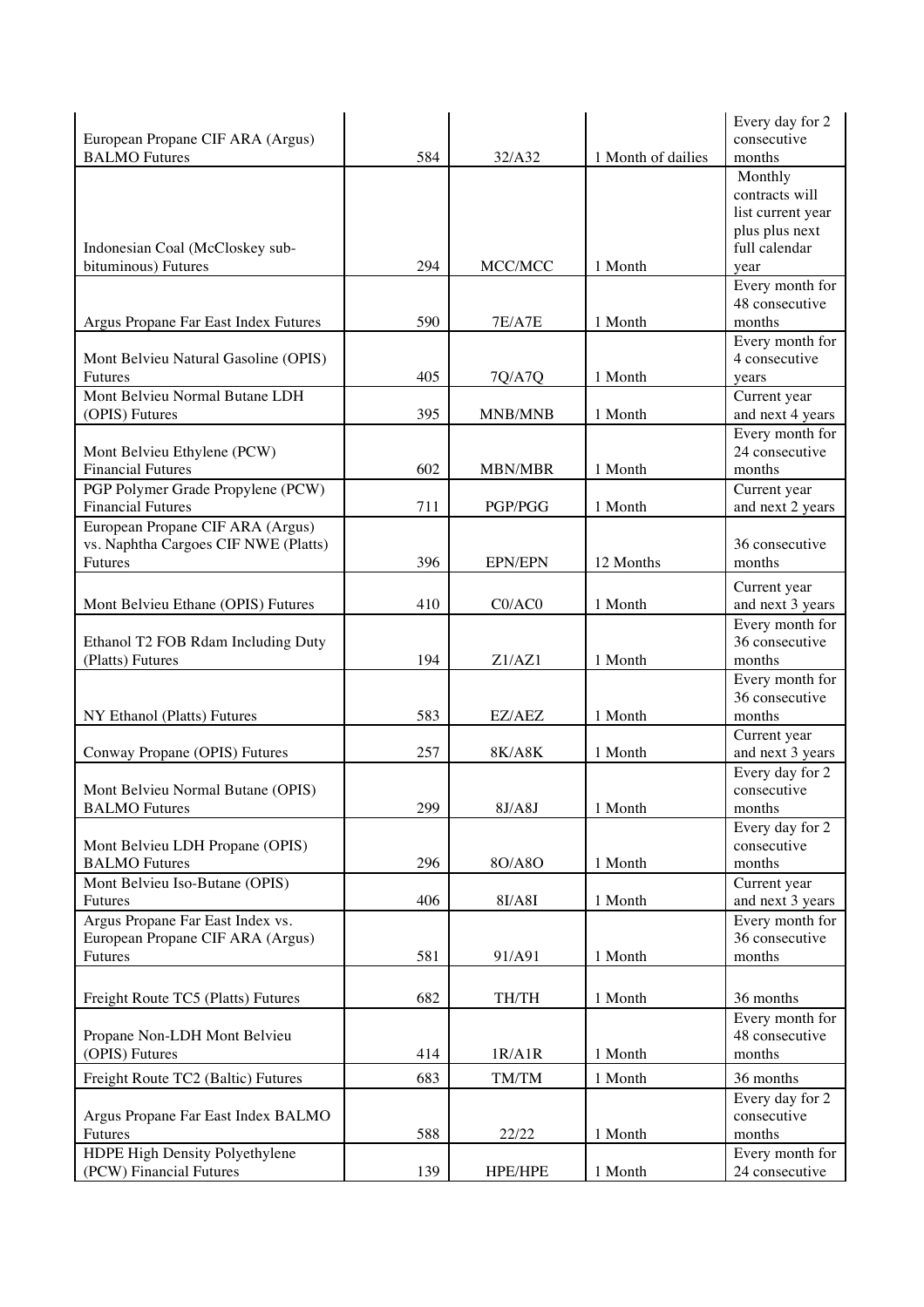| | | | | |
|---|---|---|---|---|
| European Propane CIF ARA (Argus) BALMO Futures | 584 | 32/A32 | 1 Month of dailies | Every day for 2 consecutive months |
| Indonesian Coal (McCloskey sub-bituminous) Futures | 294 | MCC/MCC | 1 Month | Monthly contracts will list current year plus plus next full calendar year |
| Argus Propane Far East Index Futures | 590 | 7E/A7E | 1 Month | Every month for 48 consecutive months |
| Mont Belvieu Natural Gasoline (OPIS) Futures | 405 | 7Q/A7Q | 1 Month | Every month for 4 consecutive years |
| Mont Belvieu Normal Butane LDH (OPIS) Futures | 395 | MNB/MNB | 1 Month | Current year and next 4 years |
| Mont Belvieu Ethylene (PCW) Financial Futures | 602 | MBN/MBR | 1 Month | Every month for 24 consecutive months |
| PGP Polymer Grade Propylene (PCW) Financial Futures | 711 | PGP/PGG | 1 Month | Current year and next 2 years |
| European Propane CIF ARA (Argus) vs. Naphtha Cargoes CIF NWE (Platts) Futures | 396 | EPN/EPN | 12 Months | 36 consecutive months |
| Mont Belvieu Ethane (OPIS) Futures | 410 | C0/AC0 | 1 Month | Current year and next 3 years |
| Ethanol T2 FOB Rdam Including Duty (Platts) Futures | 194 | Z1/AZ1 | 1 Month | Every month for 36 consecutive months |
| NY Ethanol (Platts) Futures | 583 | EZ/AEZ | 1 Month | Every month for 36 consecutive months |
| Conway Propane (OPIS) Futures | 257 | 8K/A8K | 1 Month | Current year and next 3 years |
| Mont Belvieu Normal Butane (OPIS) BALMO Futures | 299 | 8J/A8J | 1 Month | Every day for 2 consecutive months |
| Mont Belvieu LDH Propane (OPIS) BALMO Futures | 296 | 8O/A8O | 1 Month | Every day for 2 consecutive months |
| Mont Belvieu Iso-Butane (OPIS) Futures | 406 | 8I/A8I | 1 Month | Current year and next 3 years |
| Argus Propane Far East Index vs. European Propane CIF ARA (Argus) Futures | 581 | 91/A91 | 1 Month | Every month for 36 consecutive months |
| Freight Route TC5 (Platts) Futures | 682 | TH/TH | 1 Month | 36 months |
| Propane Non-LDH Mont Belvieu (OPIS) Futures | 414 | 1R/A1R | 1 Month | Every month for 48 consecutive months |
| Freight Route TC2 (Baltic) Futures | 683 | TM/TM | 1 Month | 36 months |
| Argus Propane Far East Index BALMO Futures | 588 | 22/22 | 1 Month | Every day for 2 consecutive months |
| HDPE High Density Polyethylene (PCW) Financial Futures | 139 | HPE/HPE | 1 Month | Every month for 24 consecutive |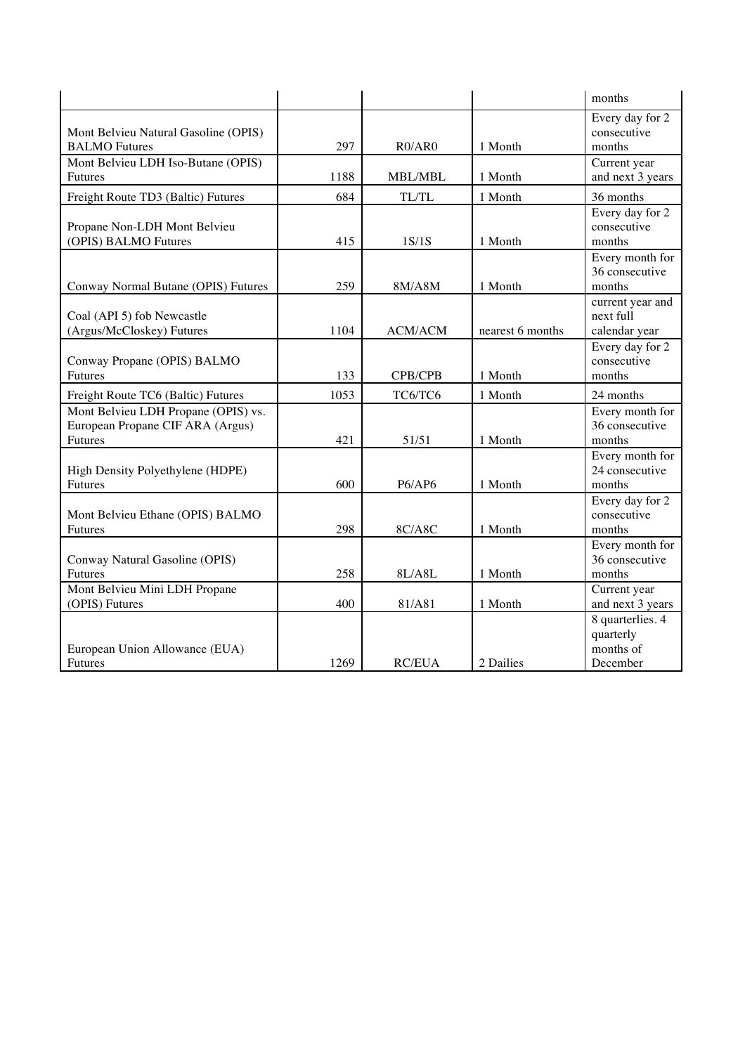| | | | | |
|---|---|---|---|---|
| | | | | months |
| Mont Belvieu Natural Gasoline (OPIS) BALMO Futures | 297 | R0/AR0 | 1 Month | Every day for 2 consecutive months |
| Mont Belvieu LDH Iso-Butane (OPIS) Futures | 1188 | MBL/MBL | 1 Month | Current year and next 3 years |
| Freight Route TD3 (Baltic) Futures | 684 | TL/TL | 1 Month | 36 months |
| Propane Non-LDH Mont Belvieu (OPIS) BALMO Futures | 415 | 1S/1S | 1 Month | Every day for 2 consecutive months |
| Conway Normal Butane (OPIS) Futures | 259 | 8M/A8M | 1 Month | Every month for 36 consecutive months |
| Coal (API 5) fob Newcastle (Argus/McCloskey) Futures | 1104 | ACM/ACM | nearest 6 months | current year and next full calendar year |
| Conway Propane (OPIS) BALMO Futures | 133 | CPB/CPB | 1 Month | Every day for 2 consecutive months |
| Freight Route TC6 (Baltic) Futures | 1053 | TC6/TC6 | 1 Month | 24 months |
| Mont Belvieu LDH Propane (OPIS) vs. European Propane CIF ARA (Argus) Futures | 421 | 51/51 | 1 Month | Every month for 36 consecutive months |
| High Density Polyethylene (HDPE) Futures | 600 | P6/AP6 | 1 Month | Every month for 24 consecutive months |
| Mont Belvieu Ethane (OPIS) BALMO Futures | 298 | 8C/A8C | 1 Month | Every day for 2 consecutive months |
| Conway Natural Gasoline (OPIS) Futures | 258 | 8L/A8L | 1 Month | Every month for 36 consecutive months |
| Mont Belvieu Mini LDH Propane (OPIS) Futures | 400 | 81/A81 | 1 Month | Current year and next 3 years |
| European Union Allowance (EUA) Futures | 1269 | RC/EUA | 2 Dailies | 8 quarterlies. 4 quarterly months of December |